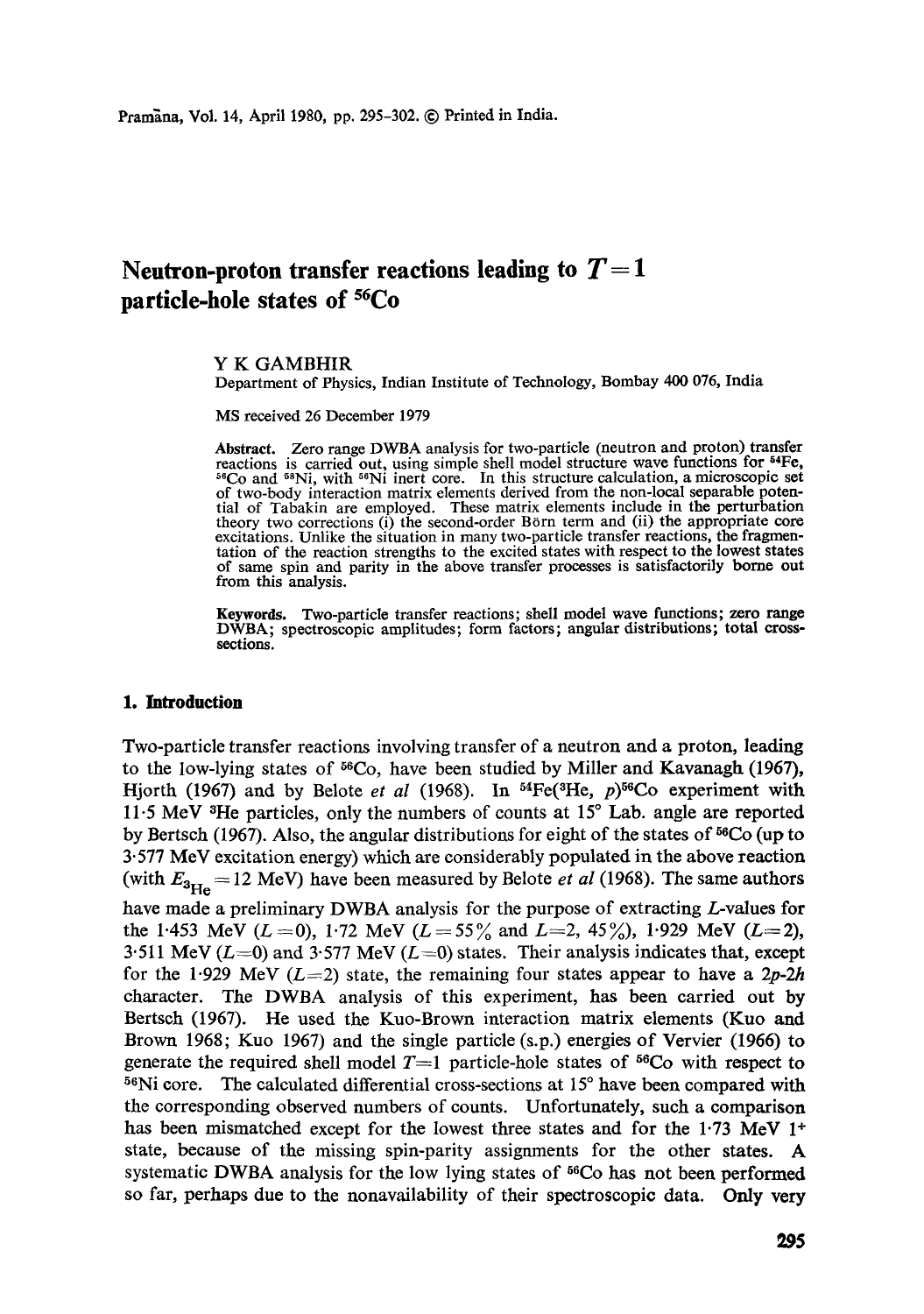# Neutron-proton transfer reactions leading to $T = 1$ particle-hole states of $^{56}Co$

Y K GAMBHIR

Department of Physics, Indian Institute of Technology, Bombay 400 076, India

MS received 26 December 1979

**Abstract.** Zero range DWBA analysis for two-particle (neutron and proton) transfer reactions is carried out, using simple shell model structure wave functions for $^{54}Fe$, $^{56}Co$ and $^{58}Ni$, with $^{56}Ni$ inert core. In this structure calculation, a microscopic set of two-body interaction matrix elements derived from the non-local separable potential of Tabakin are employed. These matrix elements include in the perturbation theory two corrections (i) the second-order Börn term and (ii) the appropriate core excitations. Unlike the situation in many two-particle transfer reactions, the fragmentation of the reaction strengths to the excited states with respect to the lowest states of same spin and parity in the above transfer processes is satisfactorily borne out from this analysis.

**Keywords.** Two-particle transfer reactions; shell model wave functions; zero range DWBA; spectroscopic amplitudes; form factors; angular distributions; total cross-sections.

## 1. Introduction

Two-particle transfer reactions involving transfer of a neutron and a proton, leading to the low-lying states of $^{56}Co$, have been studied by Miller and Kavanagh (1967), Hjorth (1967) and by Belote *et al* (1968). In $^{54}Fe(^3He, p)^{56}Co$ experiment with 11·5 MeV $^3He$ particles, only the numbers of counts at 15° Lab. angle are reported by Bertsch (1967). Also, the angular distributions for eight of the states of $^{56}Co$ (up to 3·577 MeV excitation energy) which are considerably populated in the above reaction (with $E_{^3He} = 12$ MeV) have been measured by Belote *et al* (1968). The same authors have made a preliminary DWBA analysis for the purpose of extracting $L$-values for the 1·453 MeV ($L = 0$), 1·72 MeV ($L = 55\%$ and $L = 2$, 45%), 1·929 MeV ($L = 2$), 3·511 MeV ($L = 0$) and 3·577 MeV ($L = 0$) states. Their analysis indicates that, except for the 1·929 MeV ($L = 2$) state, the remaining four states appear to have a $2p$-$2h$ character. The DWBA analysis of this experiment, has been carried out by Bertsch (1967). He used the Kuo-Brown interaction matrix elements (Kuo and Brown 1968; Kuo 1967) and the single particle (s.p.) energies of Vervier (1966) to generate the required shell model $T = 1$ particle-hole states of $^{56}Co$ with respect to $^{56}Ni$ core. The calculated differential cross-sections at 15° have been compared with the corresponding observed numbers of counts. Unfortunately, such a comparison has been mismatched except for the lowest three states and for the 1·73 MeV $1^+$ state, because of the missing spin-parity assignments for the other states. A systematic DWBA analysis for the low lying states of $^{56}Co$ has not been performed so far, perhaps due to the nonavailability of their spectroscopic data. Only very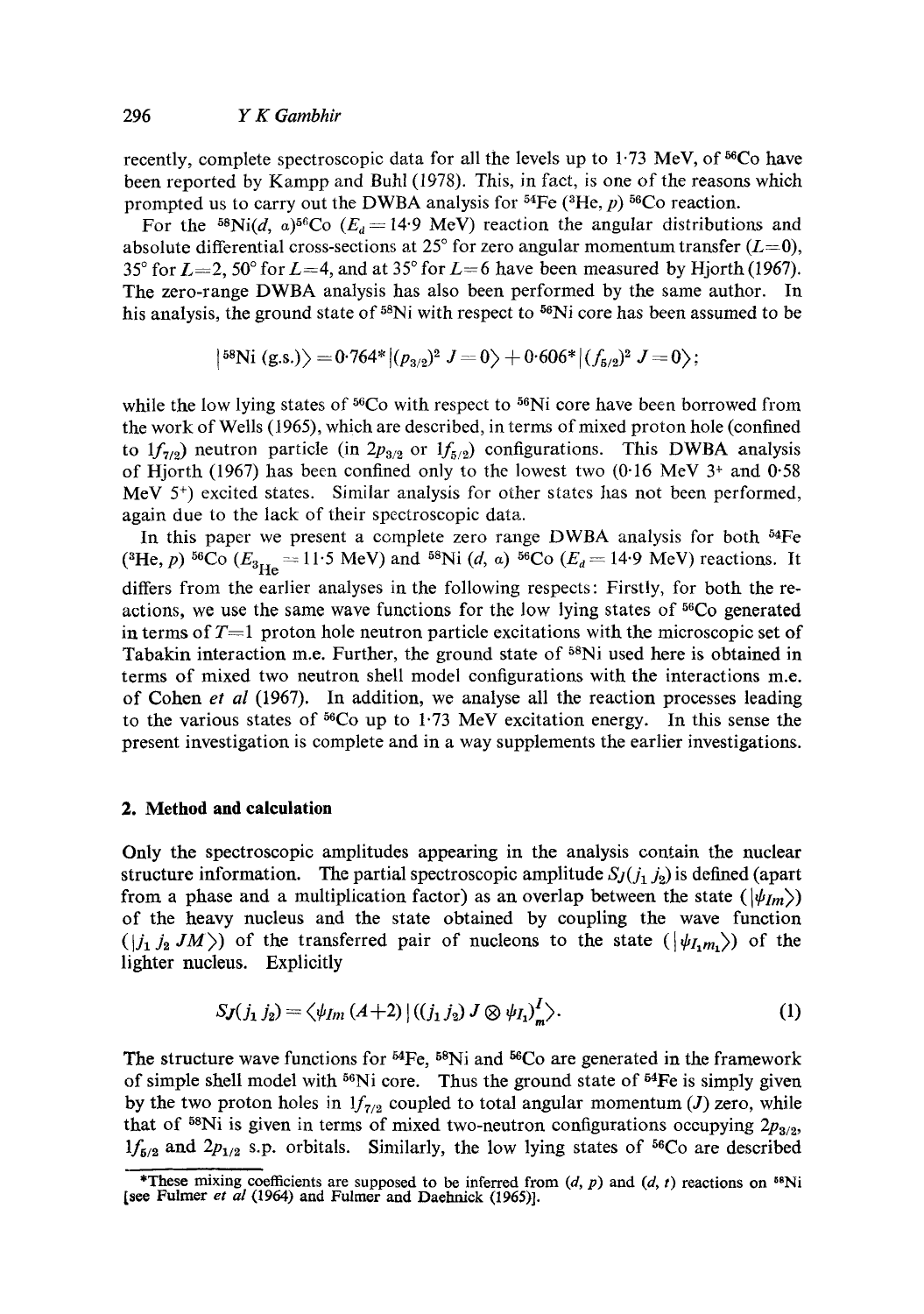recently, complete spectroscopic data for all the levels up to 1·73 MeV, of $^{56}$Co have been reported by Kampp and Buhl (1978). This, in fact, is one of the reasons which prompted us to carry out the DWBA analysis for $^{54}$Fe ($^{3}$He, $p$) $^{56}$Co reaction.

For the $^{58}$Ni($d$, $\alpha$)$^{56}$Co ($E_d = 14{\cdot}9$ MeV) reaction the angular distributions and absolute differential cross-sections at 25° for zero angular momentum transfer ($L=0$), 35° for $L=2$, 50° for $L=4$, and at 35° for $L=6$ have been measured by Hjorth (1967). The zero-range DWBA analysis has also been performed by the same author. In his analysis, the ground state of $^{58}$Ni with respect to $^{56}$Ni core has been assumed to be

$$|^{58}\text{Ni (g.s.)}\rangle = 0{\cdot}764^{*}\,|(p_{3/2})^2\; J=0\rangle + 0{\cdot}606^{*}\,|(f_{5/2})^2\; J=0\rangle;$$

while the low lying states of $^{56}$Co with respect to $^{56}$Ni core have been borrowed from the work of Wells (1965), which are described, in terms of mixed proton hole (confined to $1f_{7/2}$) neutron particle (in $2p_{3/2}$ or $1f_{5/2}$) configurations. This DWBA analysis of Hjorth (1967) has been confined only to the lowest two (0·16 MeV $3^+$ and 0·58 MeV $5^+$) excited states. Similar analysis for other states has not been performed, again due to the lack of their spectroscopic data.

In this paper we present a complete zero range DWBA analysis for both $^{54}$Fe ($^{3}$He, $p$) $^{56}$Co ($E_{^3\text{He}} = 11{\cdot}5$ MeV) and $^{58}$Ni ($d$, $\alpha$) $^{56}$Co ($E_d = 14{\cdot}9$ MeV) reactions. It differs from the earlier analyses in the following respects: Firstly, for both the reactions, we use the same wave functions for the low lying states of $^{56}$Co generated in terms of $T=1$ proton hole neutron particle excitations with the microscopic set of Tabakin interaction m.e. Further, the ground state of $^{58}$Ni used here is obtained in terms of mixed two neutron shell model configurations with the interactions m.e. of Cohen *et al* (1967). In addition, we analyse all the reaction processes leading to the various states of $^{56}$Co up to 1·73 MeV excitation energy. In this sense the present investigation is complete and in a way supplements the earlier investigations.

## 2. Method and calculation

Only the spectroscopic amplitudes appearing in the analysis contain the nuclear structure information. The partial spectroscopic amplitude $S_J(j_1\, j_2)$ is defined (apart from a phase and a multiplication factor) as an overlap between the state ($|\psi_{Im}\rangle$) of the heavy nucleus and the state obtained by coupling the wave function ($|j_1\, j_2\, JM\rangle$) of the transferred pair of nucleons to the state ($|\psi_{I_1 m_1}\rangle$) of the lighter nucleus. Explicitly

$$S_J(j_1\, j_2) = \langle \psi_{Im}\,(A+2)\,|\,((j_1\, j_2)\, J \otimes \psi_{I_1})^{I}_{m}\rangle. \tag{1}$$

The structure wave functions for $^{54}$Fe, $^{58}$Ni and $^{56}$Co are generated in the framework of simple shell model with $^{56}$Ni core. Thus the ground state of $^{54}$Fe is simply given by the two proton holes in $1f_{7/2}$ coupled to total angular momentum ($J$) zero, while that of $^{58}$Ni is given in terms of mixed two-neutron configurations occupying $2p_{3/2}$, $1f_{5/2}$ and $2p_{1/2}$ s.p. orbitals. Similarly, the low lying states of $^{56}$Co are described

*These mixing coefficients are supposed to be inferred from ($d$, $p$) and ($d$, $t$) reactions on $^{58}$Ni [see Fulmer *et al* (1964) and Fulmer and Daehnick (1965)].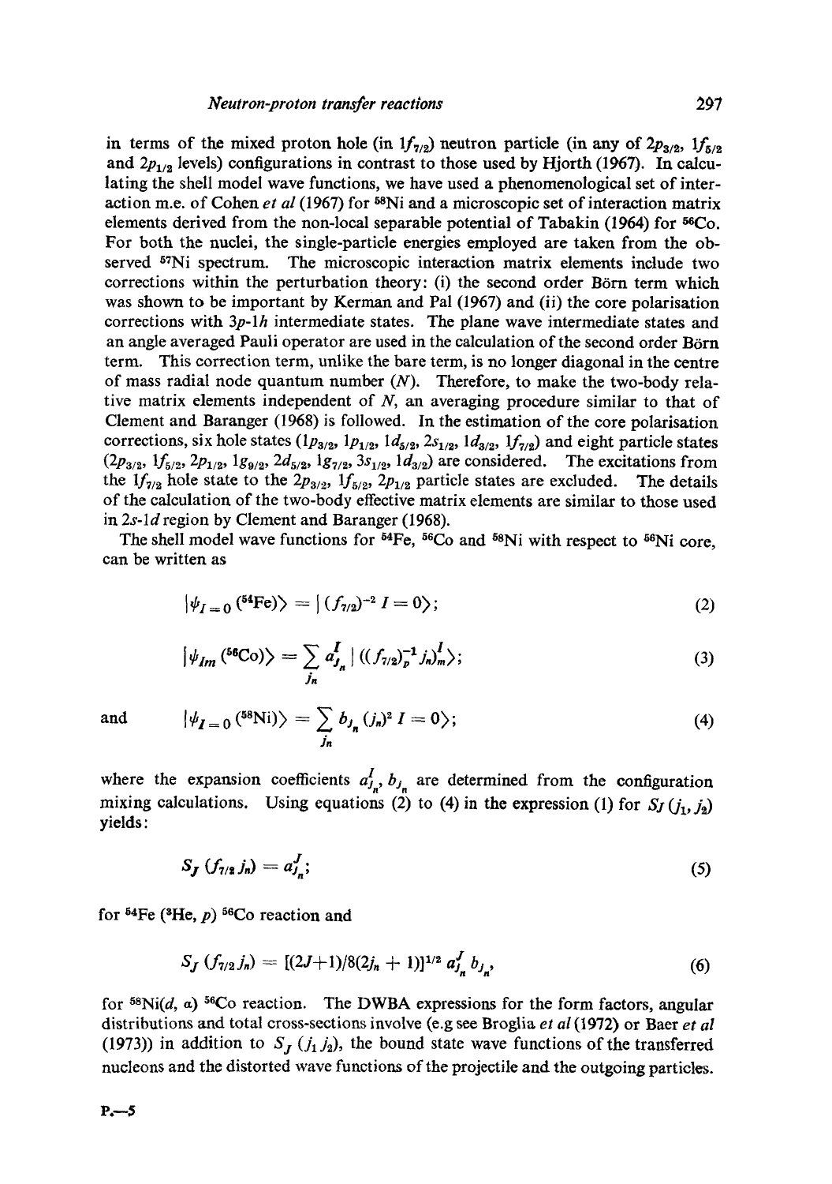in terms of the mixed proton hole (in $1f_{7/2}$) neutron particle (in any of $2p_{3/2}$, $1f_{5/2}$ and $2p_{1/2}$ levels) configurations in contrast to those used by Hjorth (1967). In calculating the shell model wave functions, we have used a phenomenological set of interaction m.e. of Cohen *et al* (1967) for $^{58}$Ni and a microscopic set of interaction matrix elements derived from the non-local separable potential of Tabakin (1964) for $^{56}$Co. For both the nuclei, the single-particle energies employed are taken from the observed $^{57}$Ni spectrum. The microscopic interaction matrix elements include two corrections within the perturbation theory: (i) the second order Börn term which was shown to be important by Kerman and Pal (1967) and (ii) the core polarisation corrections with $3p$-$1h$ intermediate states. The plane wave intermediate states and an angle averaged Pauli operator are used in the calculation of the second order Börn term. This correction term, unlike the bare term, is no longer diagonal in the centre of mass radial node quantum number ($N$). Therefore, to make the two-body relative matrix elements independent of $N$, an averaging procedure similar to that of Clement and Baranger (1968) is followed. In the estimation of the core polarisation corrections, six hole states ($1p_{3/2}$, $1p_{1/2}$, $1d_{5/2}$, $2s_{1/2}$, $1d_{3/2}$, $1f_{7/2}$) and eight particle states ($2p_{3/2}$, $1f_{5/2}$, $2p_{1/2}$, $1g_{9/2}$, $2d_{5/2}$, $1g_{7/2}$, $3s_{1/2}$, $1d_{3/2}$) are considered. The excitations from the $1f_{7/2}$ hole state to the $2p_{3/2}$, $1f_{5/2}$, $2p_{1/2}$ particle states are excluded. The details of the calculation of the two-body effective matrix elements are similar to those used in $2s$-$1d$ region by Clement and Baranger (1968).

The shell model wave functions for $^{54}$Fe, $^{56}$Co and $^{58}$Ni with respect to $^{56}$Ni core, can be written as

$$|\psi_{I=0}\,(^{54}\text{Fe})\rangle = |\,(f_{7/2})^{-2}\, I = 0\rangle; \tag{2}$$

$$|\psi_{Im}\,(^{56}\text{Co})\rangle = \sum_{j_n} a^{I}_{j_n}\,|\,((f_{7/2})^{-1}_{p}\, j_n)^{I}_{m}\rangle; \tag{3}$$

and

$$|\psi_{I=0}\,(^{58}\text{Ni})\rangle = \sum_{j_n} b_{j_n}\,(j_n)^2\, I = 0\rangle; \tag{4}$$

where the expansion coefficients $a^{I}_{j_n}$, $b_{j_n}$ are determined from the configuration mixing calculations. Using equations (2) to (4) in the expression (1) for $S_J\,(j_1, j_2)$ yields:

$$S_J\,(f_{7/2}\, j_n) = a^{J}_{j_n}; \tag{5}$$

for $^{54}$Fe ($^3$He, $p$) $^{56}$Co reaction and

$$S_J\,(f_{7/2}\, j_n) = [(2J+1)/8(2j_n + 1)]^{1/2}\, a^{J}_{j_n}\, b_{j_n}, \tag{6}$$

for $^{58}$Ni($d$, $\alpha$) $^{56}$Co reaction. The DWBA expressions for the form factors, angular distributions and total cross-sections involve (e.g see Broglia *et al* (1972) or Baer *et al* (1973)) in addition to $S_J\,(j_1 j_2)$, the bound state wave functions of the transferred nucleons and the distorted wave functions of the projectile and the outgoing particles.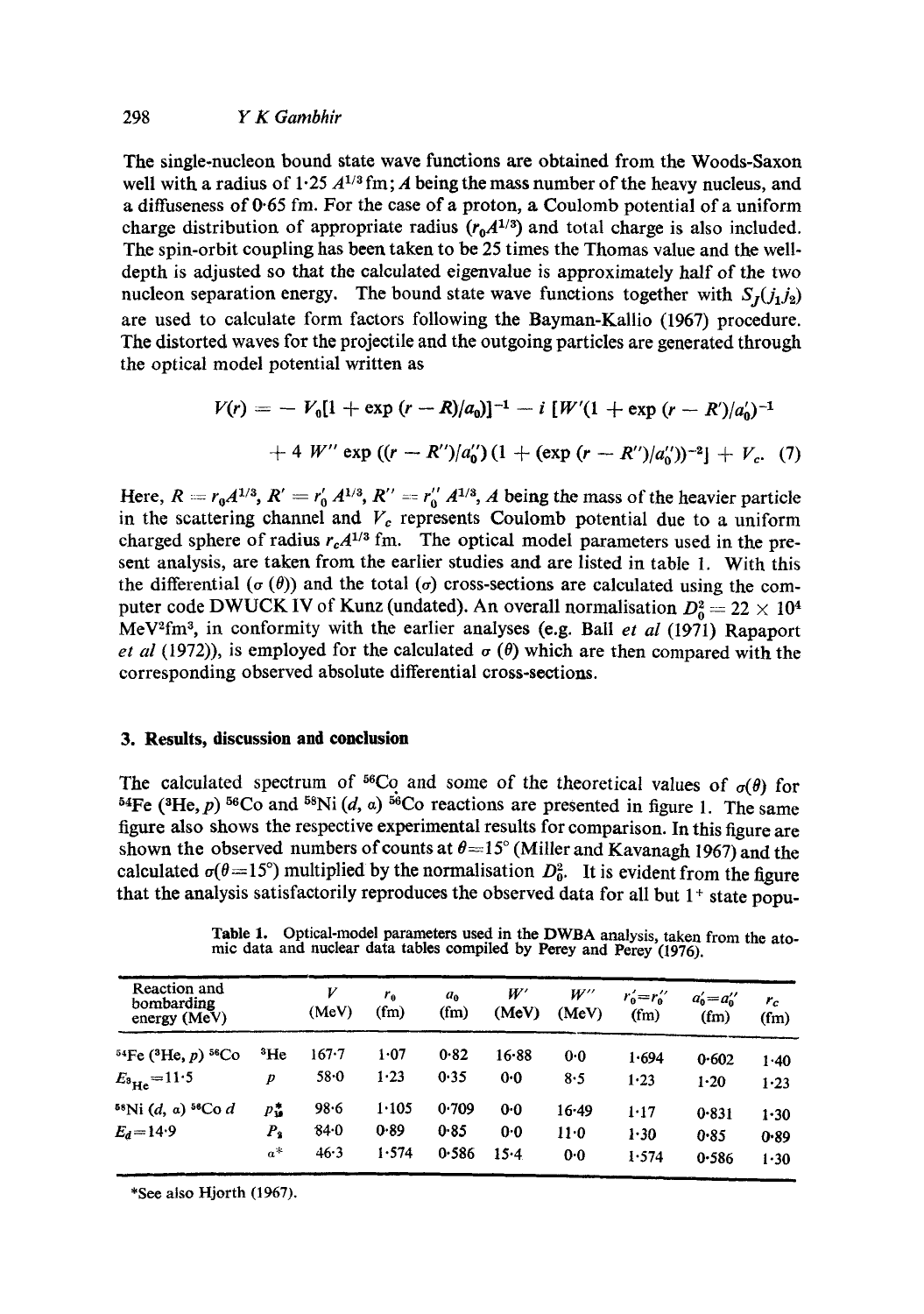The single-nucleon bound state wave functions are obtained from the Woods-Saxon well with a radius of $1 \cdot 25\, A^{1/3}$ fm; $A$ being the mass number of the heavy nucleus, and a diffuseness of 0·65 fm. For the case of a proton, a Coulomb potential of a uniform charge distribution of appropriate radius ($r_0 A^{1/3}$) and total charge is also included. The spin-orbit coupling has been taken to be 25 times the Thomas value and the well-depth is adjusted so that the calculated eigenvalue is approximately half of the two nucleon separation energy. The bound state wave functions together with $S_J(j_1 j_2)$ are used to calculate form factors following the Bayman-Kallio (1967) procedure. The distorted waves for the projectile and the outgoing particles are generated through the optical model potential written as

$$V(r) = - V_0[1 + \exp{(r - R)/a_0}]^{-1} - i\, [W'(1 + \exp{(r - R')/a_0'})^{-1} + 4\, W'' \exp{((r - R'')/a_0'')}\,(1 + (\exp{(r - R'')/a_0''}))^{-2}] + V_c. \quad (7)$$

Here, $R = r_0 A^{1/3}$, $R' = r_0' A^{1/3}$, $R'' = r_0'' A^{1/3}$, $A$ being the mass of the heavier particle in the scattering channel and $V_c$ represents Coulomb potential due to a uniform charged sphere of radius $r_c A^{1/3}$ fm. The optical model parameters used in the present analysis, are taken from the earlier studies and are listed in table 1. With this the differential ($\sigma(\theta)$) and the total ($\sigma$) cross-sections are calculated using the computer code DWUCK IV of Kunz (undated). An overall normalisation $D_0^2 = 22 \times 10^4$ MeV$^2$fm$^3$, in conformity with the earlier analyses (e.g. Ball *et al* (1971) Rapaport *et al* (1972)), is employed for the calculated $\sigma(\theta)$ which are then compared with the corresponding observed absolute differential cross-sections.

## 3. Results, discussion and conclusion

The calculated spectrum of $^{56}$Co and some of the theoretical values of $\sigma(\theta)$ for $^{54}$Fe ($^3$He, $p$) $^{56}$Co and $^{58}$Ni ($d$, $\alpha$) $^{56}$Co reactions are presented in figure 1. The same figure also shows the respective experimental results for comparison. In this figure are shown the observed numbers of counts at $\theta = 15°$ (Miller and Kavanagh 1967) and the calculated $\sigma(\theta = 15°)$ multiplied by the normalisation $D_0^2$. It is evident from the figure that the analysis satisfactorily reproduces the observed data for all but $1^+$ state popu-

**Table 1.** Optical-model parameters used in the DWBA analysis, taken from the atomic data and nuclear data tables compiled by Perey and Perey (1976).

| Reaction and bombarding energy (MeV) | | $V$ (MeV) | $r_0$ (fm) | $a_0$ (fm) | $W'$ (MeV) | $W''$ (MeV) | $r_0' = r_0''$ (fm) | $a_0' = a_0''$ (fm) | $r_c$ (fm) |
|---|---|---|---|---|---|---|---|---|---|
| $^{54}$Fe ($^3$He, $p$) $^{56}$Co | $^3$He | 167·7 | 1·07 | 0·82 | 16·88 | 0·0 | 1·694 | 0·602 | 1·40 |
| $E_{^3\text{He}} = 11 \cdot 5$ | $p$ | 58·0 | 1·23 | 0·35 | 0·0 | 8·5 | 1·23 | 1·20 | 1·23 |
| $^{58}$Ni ($d$, $\alpha$) $^{56}$Co $d$ | $p_{1}^{*}$ | 98·6 | 1·105 | 0·709 | 0·0 | 16·49 | 1·17 | 0·831 | 1·30 |
| $E_d = 14 \cdot 9$ | $P_2$ | 84·0 | 0·89 | 0·85 | 0·0 | 11·0 | 1·30 | 0·85 | 0·89 |
| | $\alpha^*$ | 46·3 | 1·574 | 0·586 | 15·4 | 0·0 | 1·574 | 0·586 | 1·30 |

*See also Hjorth (1967).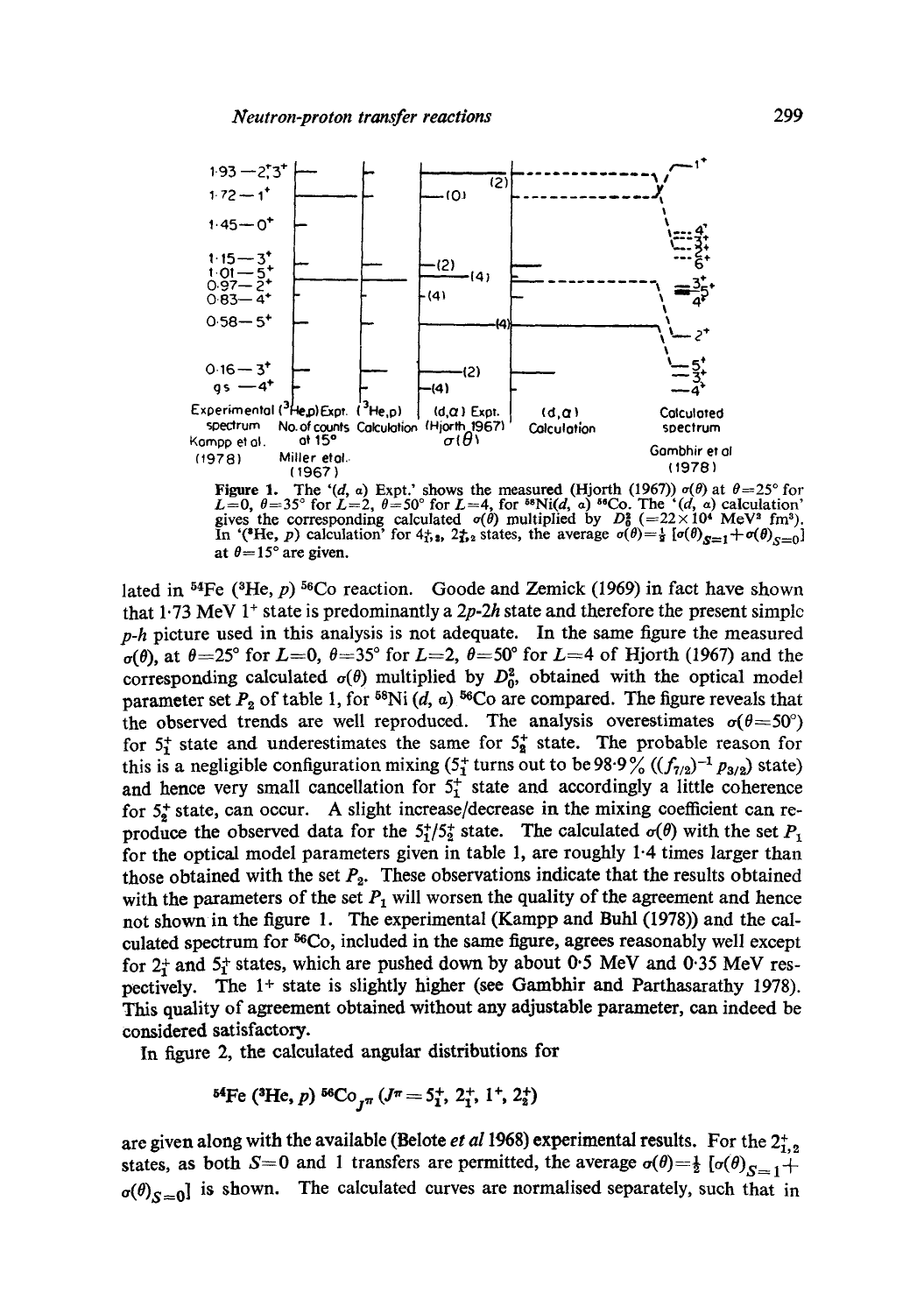**Figure 1.** The '(d, α) Expt.' shows the measured (Hjorth (1967)) $\sigma(\theta)$ at $\theta=25°$ for $L=0$, $\theta=35°$ for $L=2$, $\theta=50°$ for $L=4$, for $^{58}Ni(d, \alpha)$ $^{56}Co$. The '(d, α) calculation' gives the corresponding calculated $\sigma(\theta)$ multiplied by $D_0^2$ ($=22\times10^4$ MeV$^2$ fm$^3$). In '($^3$He, p) calculation' for $4^+_{1,2}$, $2^+_{1,2}$ states, the average $\sigma(\theta)=\frac{1}{2}[\sigma(\theta)_{S=1}+\sigma(\theta)_{S=0}]$ at $\theta=15°$ are given.

lated in $^{54}Fe$ ($^3$He, p) $^{56}Co$ reaction. Goode and Zemick (1969) in fact have shown that 1·73 MeV $1^+$ state is predominantly a *2p-2h* state and therefore the present simple *p-h* picture used in this analysis is not adequate. In the same figure the measured $\sigma(\theta)$, at $\theta=25°$ for $L=0$, $\theta=35°$ for $L=2$, $\theta=50°$ for $L=4$ of Hjorth (1967) and the corresponding calculated $\sigma(\theta)$ multiplied by $D_0^2$, obtained with the optical model parameter set $P_2$ of table 1, for $^{58}Ni$ (d, α) $^{56}Co$ are compared. The figure reveals that the observed trends are well reproduced. The analysis overestimates $\sigma(\theta=50°)$ for $5_1^+$ state and underestimates the same for $5_2^+$ state. The probable reason for this is a negligible configuration mixing ($5_1^+$ turns out to be 98·9% $((f_{7/2})^{-1}\, p_{3/2})$ state) and hence very small cancellation for $5_1^+$ state and accordingly a little coherence for $5_2^+$ state, can occur. A slight increase/decrease in the mixing coefficient can reproduce the observed data for the $5_1^+/5_2^+$ state. The calculated $\sigma(\theta)$ with the set $P_1$ for the optical model parameters given in table 1, are roughly 1·4 times larger than those obtained with the set $P_2$. These observations indicate that the results obtained with the parameters of the set $P_1$ will worsen the quality of the agreement and hence not shown in the figure 1. The experimental (Kampp and Buhl (1978)) and the calculated spectrum for $^{56}Co$, included in the same figure, agrees reasonably well except for $2_1^+$ and $5_1^+$ states, which are pushed down by about 0·5 MeV and 0·35 MeV respectively. The $1^+$ state is slightly higher (see Gambhir and Parthasarathy 1978). This quality of agreement obtained without any adjustable parameter, can indeed be considered satisfactory.

In figure 2, the calculated angular distributions for

$$^{54}Fe\ (^3He, p)\ ^{56}Co_{J^\pi}\ (J^\pi=5_1^+,\ 2_1^+,\ 1^+,\ 2_2^+)$$

are given along with the available (Belote *et al* 1968) experimental results. For the $2^+_{1,2}$ states, as both $S=0$ and 1 transfers are permitted, the average $\sigma(\theta)=\frac{1}{2}[\sigma(\theta)_{S=1}+\sigma(\theta)_{S=0}]$ is shown. The calculated curves are normalised separately, such that in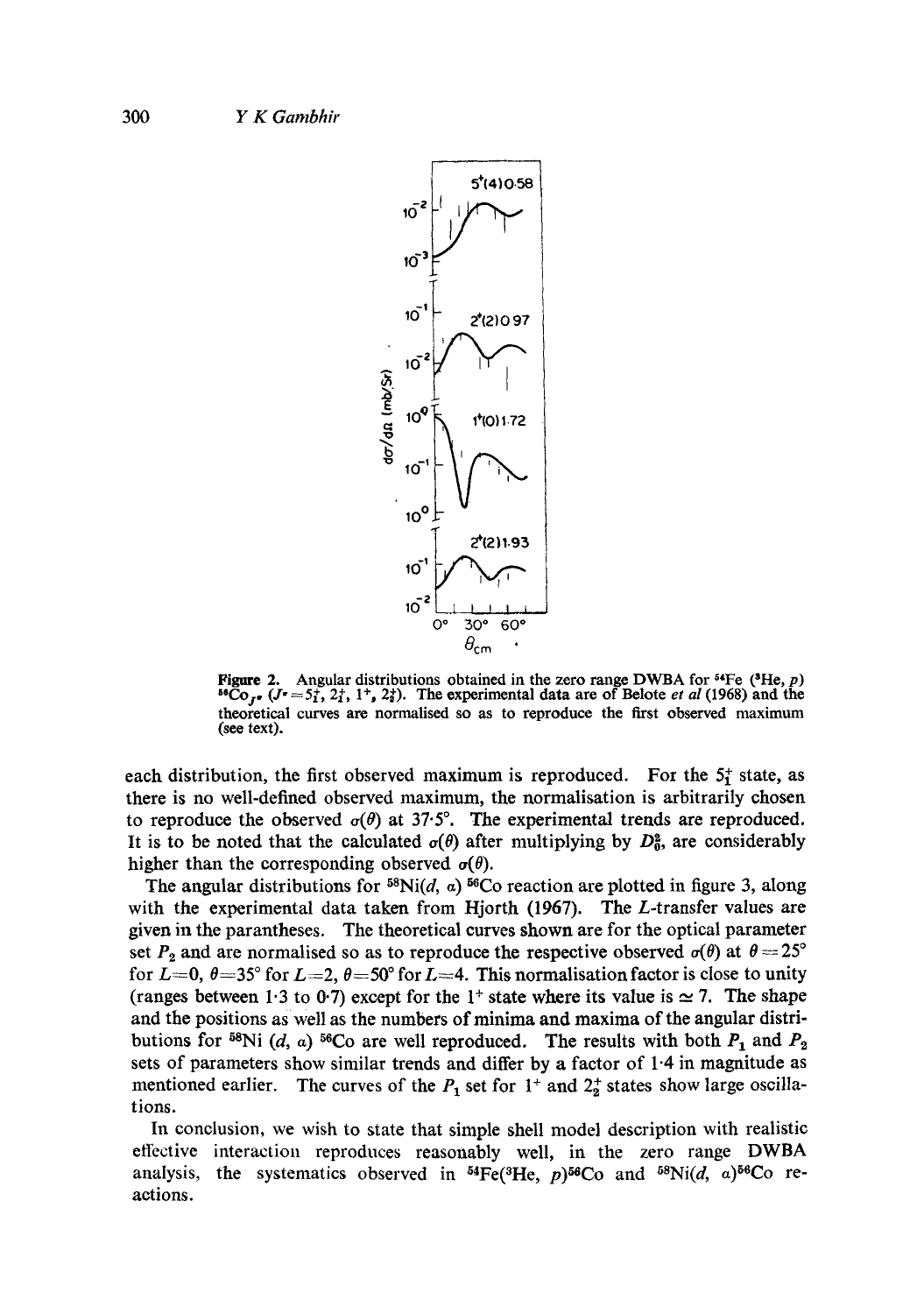**Figure 2.** Angular distributions obtained in the zero range DWBA for $^{54}$Fe ($^3$He, $p$) $^{56}$Co$_{J^\pi}$ ($J^\pi = 5_1^+, 2_1^+, 1^+, 2_2^+$). The experimental data are of Belote *et al* (1968) and the theoretical curves are normalised so as to reproduce the first observed maximum (see text).

each distribution, the first observed maximum is reproduced. For the $5_1^+$ state, as there is no well-defined observed maximum, the normalisation is arbitrarily chosen to reproduce the observed $\sigma(\theta)$ at 37·5°. The experimental trends are reproduced. It is to be noted that the calculated $\sigma(\theta)$ after multiplying by $D_0^2$, are considerably higher than the corresponding observed $\sigma(\theta)$.

The angular distributions for $^{58}$Ni($d$, $\alpha$) $^{56}$Co reaction are plotted in figure 3, along with the experimental data taken from Hjorth (1967). The $L$-transfer values are given in the parantheses. The theoretical curves shown are for the optical parameter set $P_2$ and are normalised so as to reproduce the respective observed $\sigma(\theta)$ at $\theta = 25°$ for $L=0$, $\theta = 35°$ for $L=2$, $\theta = 50°$ for $L=4$. This normalisation factor is close to unity (ranges between 1·3 to 0·7) except for the $1^+$ state where its value is $\simeq 7$. The shape and the positions as well as the numbers of minima and maxima of the angular distributions for $^{58}$Ni ($d$, $\alpha$) $^{56}$Co are well reproduced. The results with both $P_1$ and $P_2$ sets of parameters show similar trends and differ by a factor of 1·4 in magnitude as mentioned earlier. The curves of the $P_1$ set for $1^+$ and $2_2^+$ states show large oscillations.

In conclusion, we wish to state that simple shell model description with realistic effective interaction reproduces reasonably well, in the zero range DWBA analysis, the systematics observed in $^{54}$Fe($^3$He, $p$)$^{56}$Co and $^{58}$Ni($d$, $\alpha$)$^{56}$Co reactions.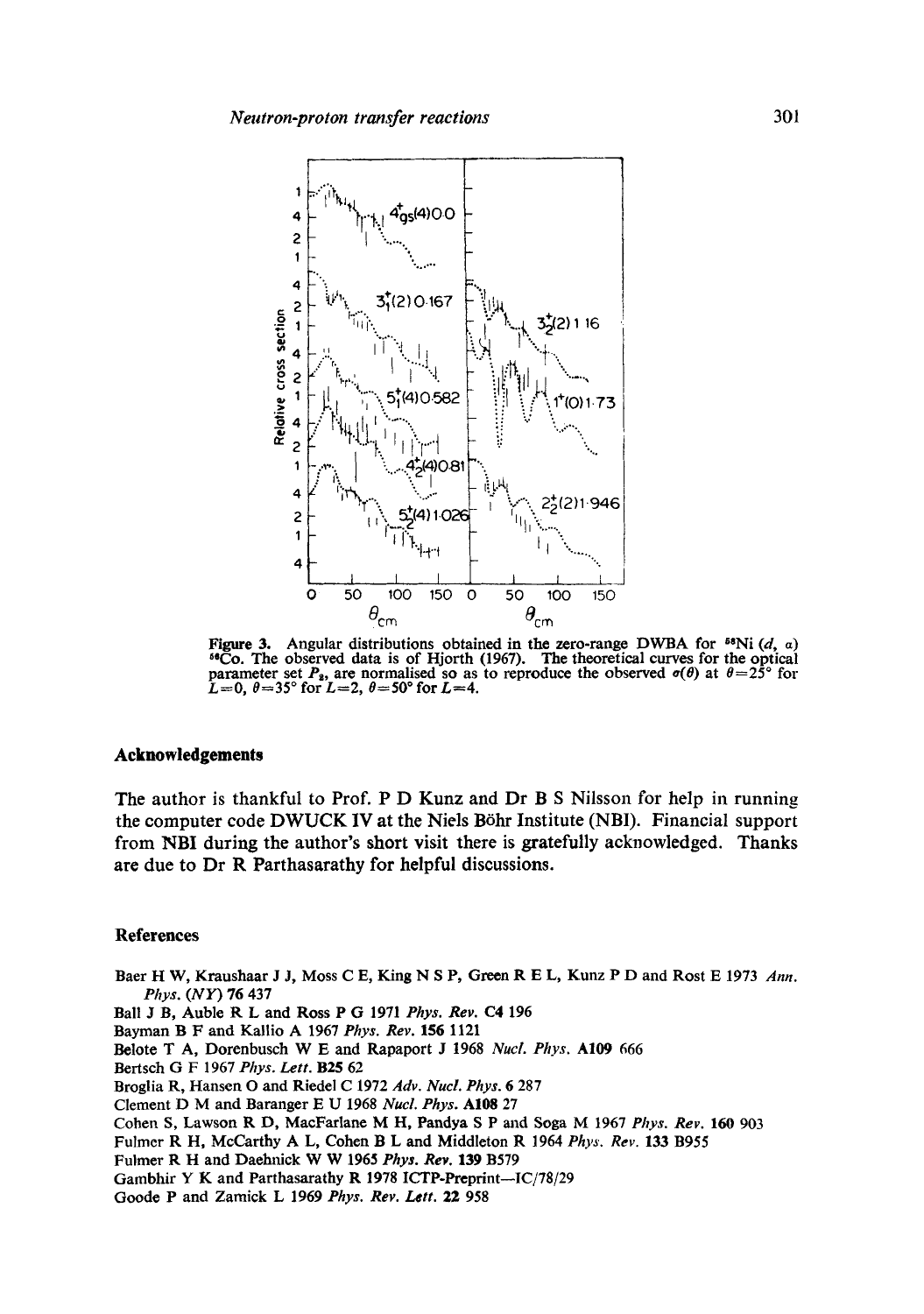**Figure 3.** Angular distributions obtained in the zero-range DWBA for $^{58}$Ni ($d$, $\alpha$) $^{56}$Co. The observed data is of Hjorth (1967). The theoretical curves for the optical parameter set $P_2$, are normalised so as to reproduce the observed $\sigma(\theta)$ at $\theta=25°$ for $L=0$, $\theta=35°$ for $L=2$, $\theta=50°$ for $L=4$.

## Acknowledgements

The author is thankful to Prof. P D Kunz and Dr B S Nilsson for help in running the computer code DWUCK IV at the Niels Böhr Institute (NBI). Financial support from NBI during the author's short visit there is gratefully acknowledged. Thanks are due to Dr R Parthasarathy for helpful discussions.

## References

Baer H W, Kraushaar J J, Moss C E, King N S P, Green R E L, Kunz P D and Rost E 1973 *Ann. Phys. (NY)* **76** 437

Ball J B, Auble R L and Ross P G 1971 *Phys. Rev.* **C4** 196

Bayman B F and Kallio A 1967 *Phys. Rev.* **156** 1121

Belote T A, Dorenbusch W E and Rapaport J 1968 *Nucl. Phys.* **A109** 666

Bertsch G F 1967 *Phys. Lett.* **B25** 62

Broglia R, Hansen O and Riedel C 1972 *Adv. Nucl. Phys.* **6** 287

Clement D M and Baranger E U 1968 *Nucl. Phys.* **A108** 27

Cohen S, Lawson R D, MacFarlane M H, Pandya S P and Soga M 1967 *Phys. Rev.* **160** 903

Fulmer R H, McCarthy A L, Cohen B L and Middleton R 1964 *Phys. Rev.* **133** B955

Fulmer R H and Daehnick W W 1965 *Phys. Rev.* **139** B579

Gambhir Y K and Parthasarathy R 1978 ICTP-Preprint—IC/78/29

Goode P and Zamick L 1969 *Phys. Rev. Lett.* **22** 958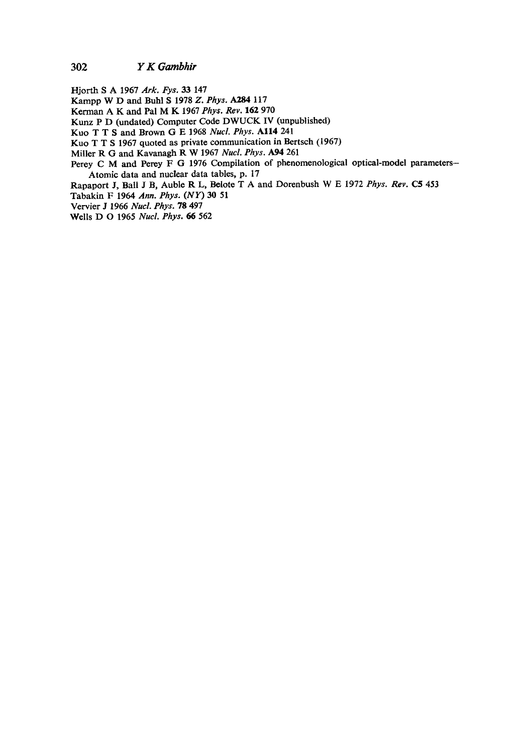Hjorth S A 1967 *Ark. Fys.* **33** 147

Kampp W D and Buhl S 1978 *Z. Phys.* **A284** 117

Kerman A K and Pal M K 1967 *Phys. Rev.* **162** 970

Kunz P D (undated) Computer Code DWUCK IV (unpublished)

Kuo T T S and Brown G E 1968 *Nucl. Phys.* **A114** 241

Kuo T T S 1967 quoted as private communication in Bertsch (1967)

Miller R G and Kavanagh R W 1967 *Nucl. Phys.* **A94** 261

Perey C M and Perey F G 1976 Compilation of phenomenological optical-model parameters–Atomic data and nuclear data tables, p. 17

Rapaport J, Ball J B, Auble R L, Belote T A and Dorenbush W E 1972 *Phys. Rev.* **C5** 453

Tabakin F 1964 *Ann. Phys. (NY)* **30** 51

Vervier J 1966 *Nucl. Phys.* **78** 497

Wells D O 1965 *Nucl. Phys.* **66** 562